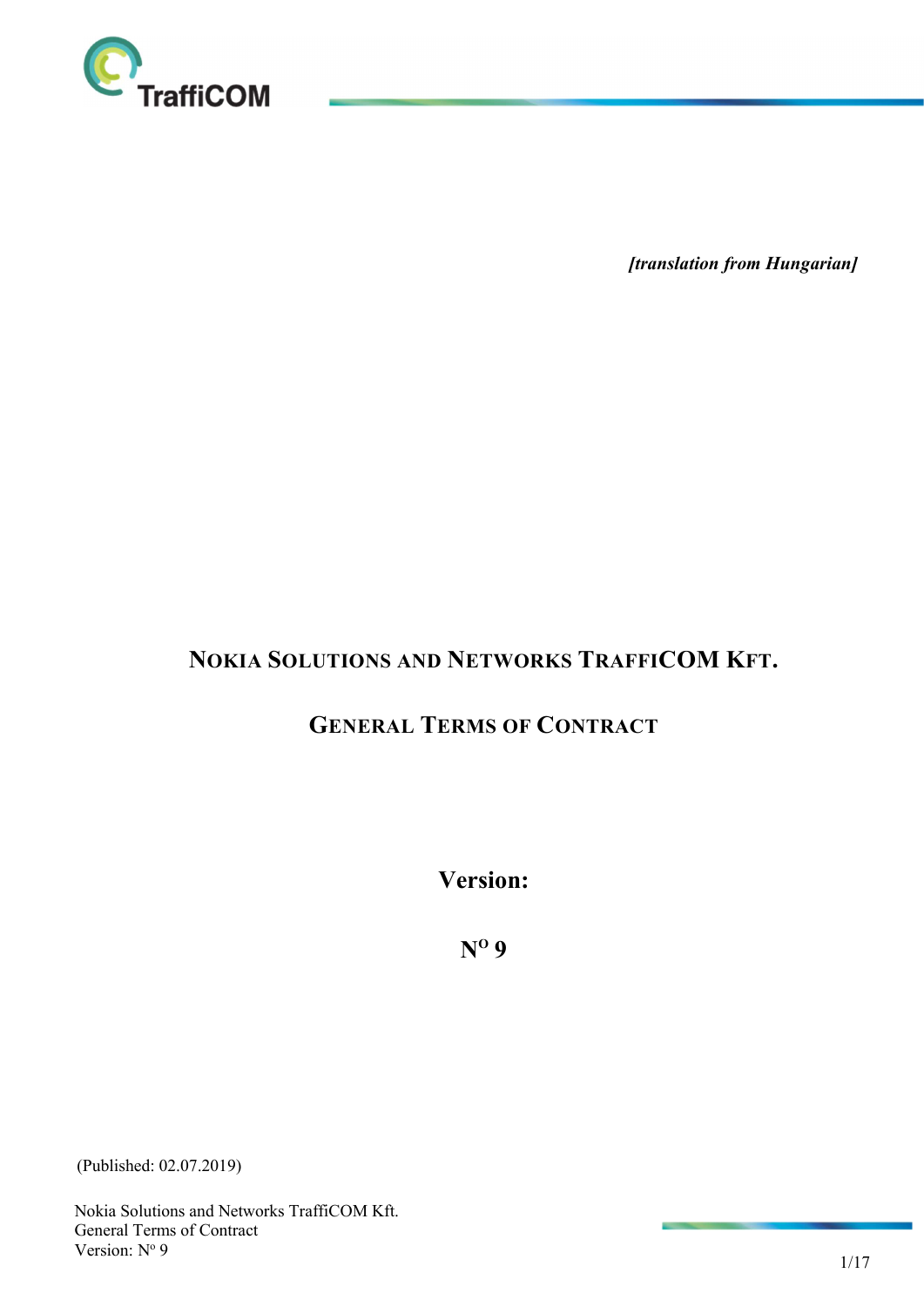*[translation from Hungarian]*

# NOKIA SOLUTIONS AND NETWORKS TRAFFICOM KFT.

## GENERAL TERMS OF CONTRACT

**Version:**

**N$^{O}$ 9**

(Published: 02.07.2019)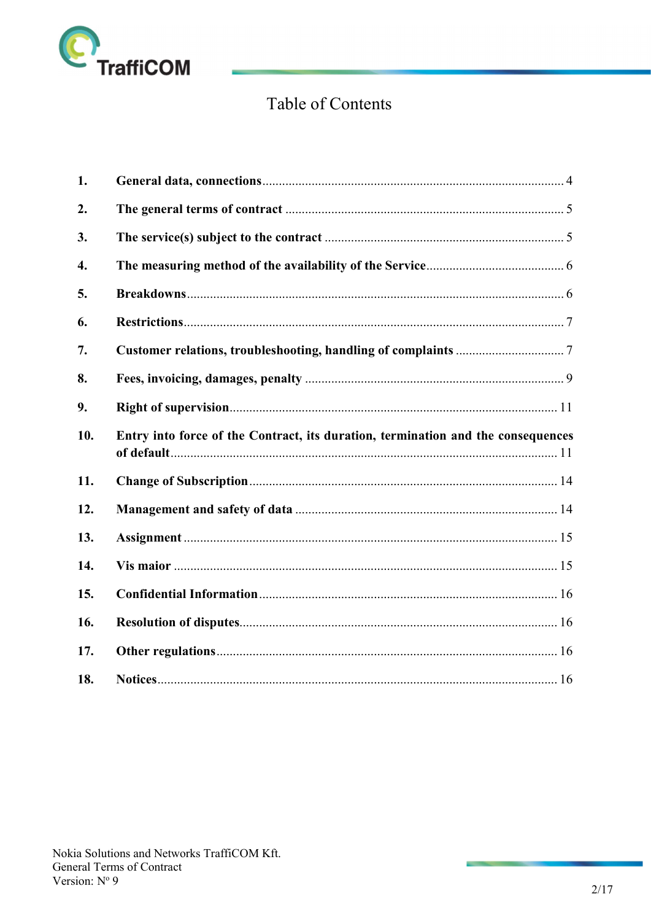# Table of Contents

1. **General data, connections** ..... 4
2. **The general terms of contract** ..... 5
3. **The service(s) subject to the contract** ..... 5
4. **The measuring method of the availability of the Service** ..... 6
5. **Breakdowns** ..... 6
6. **Restrictions** ..... 7
7. **Customer relations, troubleshooting, handling of complaints** ..... 7
8. **Fees, invoicing, damages, penalty** ..... 9
9. **Right of supervision** ..... 11
10. **Entry into force of the Contract, its duration, termination and the consequences of default** ..... 11
11. **Change of Subscription** ..... 14
12. **Management and safety of data** ..... 14
13. **Assignment** ..... 15
14. **Vis maior** ..... 15
15. **Confidential Information** ..... 16
16. **Resolution of disputes** ..... 16
17. **Other regulations** ..... 16
18. **Notices** ..... 16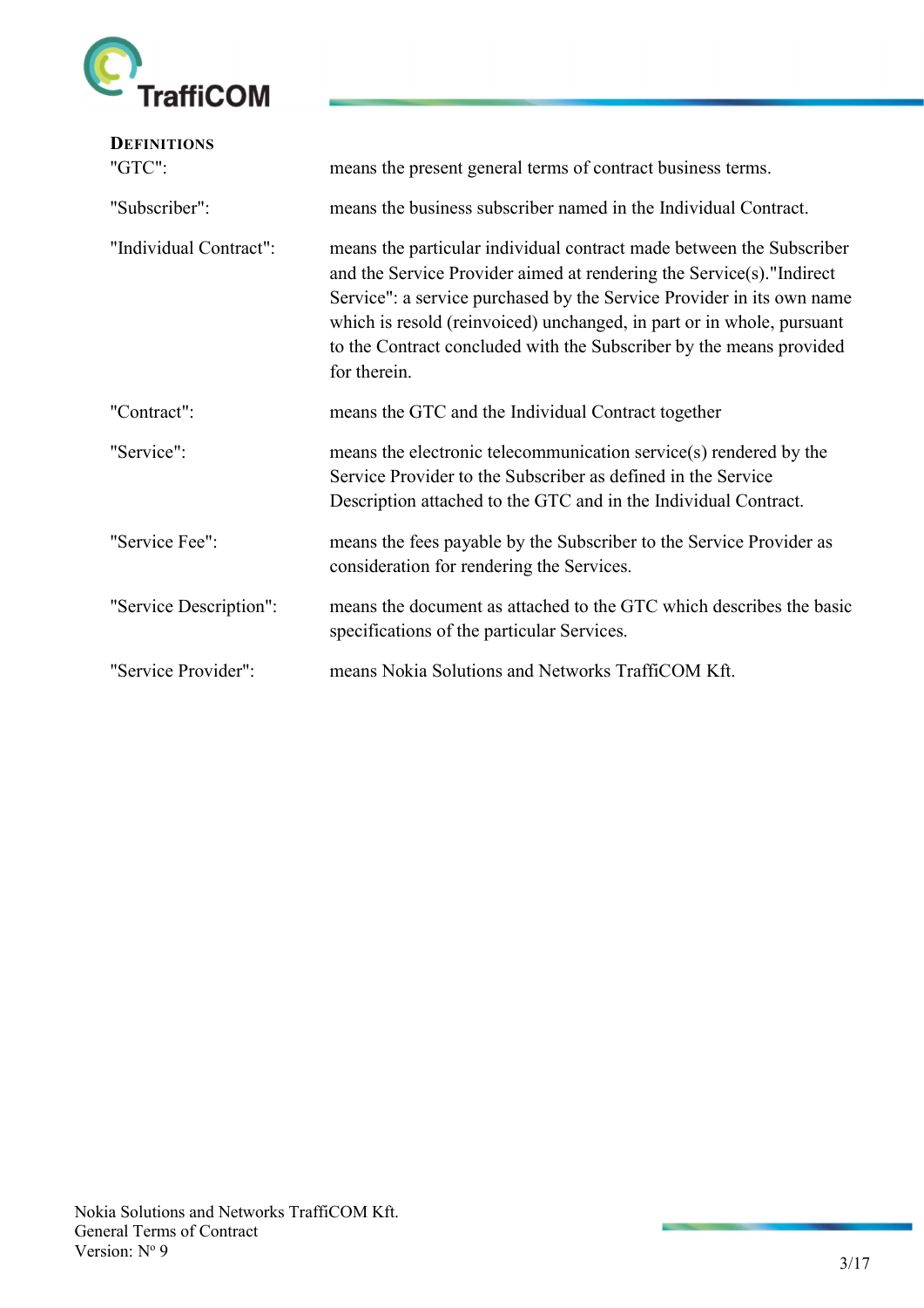### DEFINITIONS

| | |
|---|---|
| "GTC": | means the present general terms of contract business terms. |
| "Subscriber": | means the business subscriber named in the Individual Contract. |
| "Individual Contract": | means the particular individual contract made between the Subscriber and the Service Provider aimed at rendering the Service(s)."Indirect Service": a service purchased by the Service Provider in its own name which is resold (reinvoiced) unchanged, in part or in whole, pursuant to the Contract concluded with the Subscriber by the means provided for therein. |
| "Contract": | means the GTC and the Individual Contract together |
| "Service": | means the electronic telecommunication service(s) rendered by the Service Provider to the Subscriber as defined in the Service Description attached to the GTC and in the Individual Contract. |
| "Service Fee": | means the fees payable by the Subscriber to the Service Provider as consideration for rendering the Services. |
| "Service Description": | means the document as attached to the GTC which describes the basic specifications of the particular Services. |
| "Service Provider": | means Nokia Solutions and Networks TraffiCOM Kft. |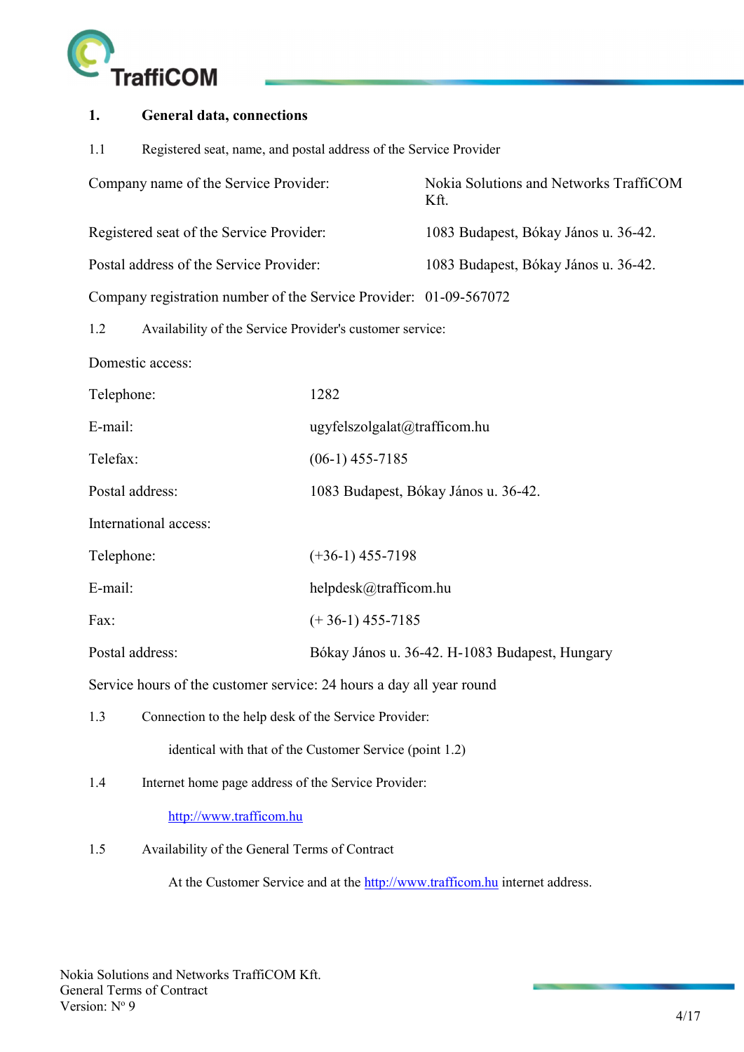## 1. General data, connections

1.1 Registered seat, name, and postal address of the Service Provider

| | |
|---|---|
| Company name of the Service Provider: | Nokia Solutions and Networks TraffiCOM Kft. |
| Registered seat of the Service Provider: | 1083 Budapest, Bókay János u. 36-42. |
| Postal address of the Service Provider: | 1083 Budapest, Bókay János u. 36-42. |
| Company registration number of the Service Provider: | 01-09-567072 |

1.2 Availability of the Service Provider's customer service:

Domestic access:

| | |
|---|---|
| Telephone: | 1282 |
| E-mail: | ugyfelszolgalat@trafficom.hu |
| Telefax: | (06-1) 455-7185 |
| Postal address: | 1083 Budapest, Bókay János u. 36-42. |

International access:

| | |
|---|---|
| Telephone: | (+36-1) 455-7198 |
| E-mail: | helpdesk@trafficom.hu |
| Fax: | (+ 36-1) 455-7185 |
| Postal address: | Bókay János u. 36-42. H-1083 Budapest, Hungary |

Service hours of the customer service: 24 hours a day all year round

1.3 Connection to the help desk of the Service Provider:

identical with that of the Customer Service (point 1.2)

1.4 Internet home page address of the Service Provider:

http://www.trafficom.hu

1.5 Availability of the General Terms of Contract

At the Customer Service and at the http://www.trafficom.hu internet address.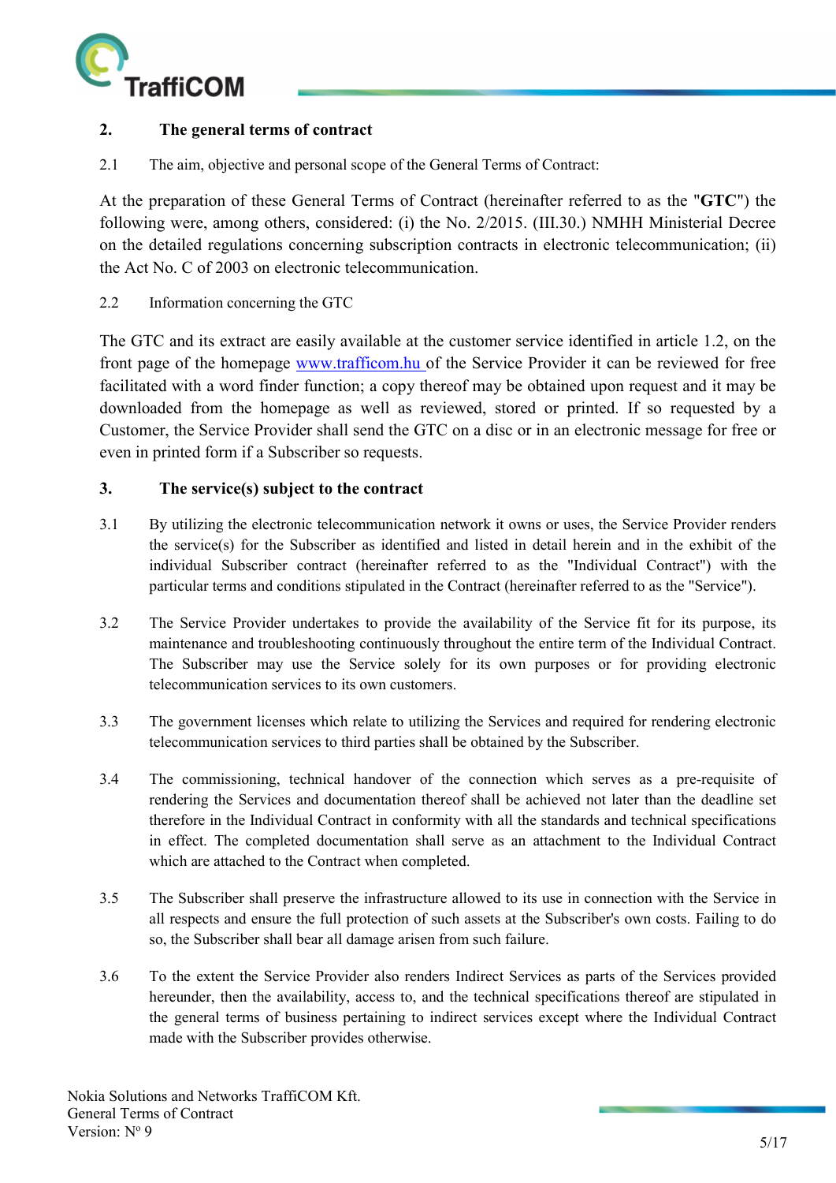## 2. The general terms of contract

2.1 The aim, objective and personal scope of the General Terms of Contract:

At the preparation of these General Terms of Contract (hereinafter referred to as the "**GTC**") the following were, among others, considered: (i) the No. 2/2015. (III.30.) NMHH Ministerial Decree on the detailed regulations concerning subscription contracts in electronic telecommunication; (ii) the Act No. C of 2003 on electronic telecommunication.

2.2 Information concerning the GTC

The GTC and its extract are easily available at the customer service identified in article 1.2, on the front page of the homepage www.trafficom.hu of the Service Provider it can be reviewed for free facilitated with a word finder function; a copy thereof may be obtained upon request and it may be downloaded from the homepage as well as reviewed, stored or printed. If so requested by a Customer, the Service Provider shall send the GTC on a disc or in an electronic message for free or even in printed form if a Subscriber so requests.

## 3. The service(s) subject to the contract

3.1 By utilizing the electronic telecommunication network it owns or uses, the Service Provider renders the service(s) for the Subscriber as identified and listed in detail herein and in the exhibit of the individual Subscriber contract (hereinafter referred to as the "Individual Contract") with the particular terms and conditions stipulated in the Contract (hereinafter referred to as the "Service").

3.2 The Service Provider undertakes to provide the availability of the Service fit for its purpose, its maintenance and troubleshooting continuously throughout the entire term of the Individual Contract. The Subscriber may use the Service solely for its own purposes or for providing electronic telecommunication services to its own customers.

3.3 The government licenses which relate to utilizing the Services and required for rendering electronic telecommunication services to third parties shall be obtained by the Subscriber.

3.4 The commissioning, technical handover of the connection which serves as a pre-requisite of rendering the Services and documentation thereof shall be achieved not later than the deadline set therefore in the Individual Contract in conformity with all the standards and technical specifications in effect. The completed documentation shall serve as an attachment to the Individual Contract which are attached to the Contract when completed.

3.5 The Subscriber shall preserve the infrastructure allowed to its use in connection with the Service in all respects and ensure the full protection of such assets at the Subscriber's own costs. Failing to do so, the Subscriber shall bear all damage arisen from such failure.

3.6 To the extent the Service Provider also renders Indirect Services as parts of the Services provided hereunder, then the availability, access to, and the technical specifications thereof are stipulated in the general terms of business pertaining to indirect services except where the Individual Contract made with the Subscriber provides otherwise.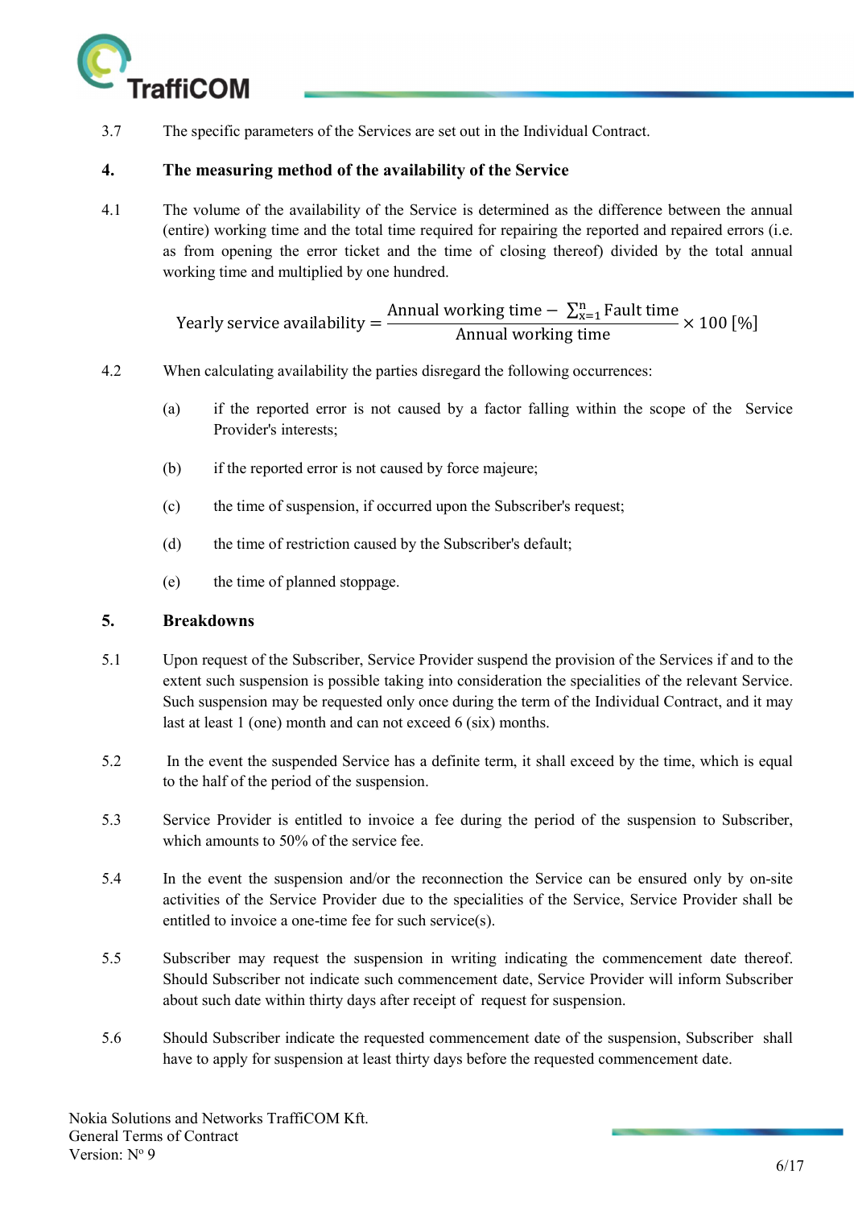3.7 The specific parameters of the Services are set out in the Individual Contract.

## 4. The measuring method of the availability of the Service

4.1 The volume of the availability of the Service is determined as the difference between the annual (entire) working time and the total time required for repairing the reported and repaired errors (i.e. as from opening the error ticket and the time of closing thereof) divided by the total annual working time and multiplied by one hundred.

$$\text{Yearly service availability} = \frac{\text{Annual working time} - \sum_{x=1}^{n} \text{Fault time}}{\text{Annual working time}} \times 100\ [\%]$$

4.2 When calculating availability the parties disregard the following occurrences:

(a) if the reported error is not caused by a factor falling within the scope of the Service Provider's interests;

(b) if the reported error is not caused by force majeure;

(c) the time of suspension, if occurred upon the Subscriber's request;

(d) the time of restriction caused by the Subscriber's default;

(e) the time of planned stoppage.

## 5. Breakdowns

5.1 Upon request of the Subscriber, Service Provider suspend the provision of the Services if and to the extent such suspension is possible taking into consideration the specialities of the relevant Service. Such suspension may be requested only once during the term of the Individual Contract, and it may last at least 1 (one) month and can not exceed 6 (six) months.

5.2 In the event the suspended Service has a definite term, it shall exceed by the time, which is equal to the half of the period of the suspension.

5.3 Service Provider is entitled to invoice a fee during the period of the suspension to Subscriber, which amounts to 50% of the service fee.

5.4 In the event the suspension and/or the reconnection the Service can be ensured only by on-site activities of the Service Provider due to the specialities of the Service, Service Provider shall be entitled to invoice a one-time fee for such service(s).

5.5 Subscriber may request the suspension in writing indicating the commencement date thereof. Should Subscriber not indicate such commencement date, Service Provider will inform Subscriber about such date within thirty days after receipt of request for suspension.

5.6 Should Subscriber indicate the requested commencement date of the suspension, Subscriber shall have to apply for suspension at least thirty days before the requested commencement date.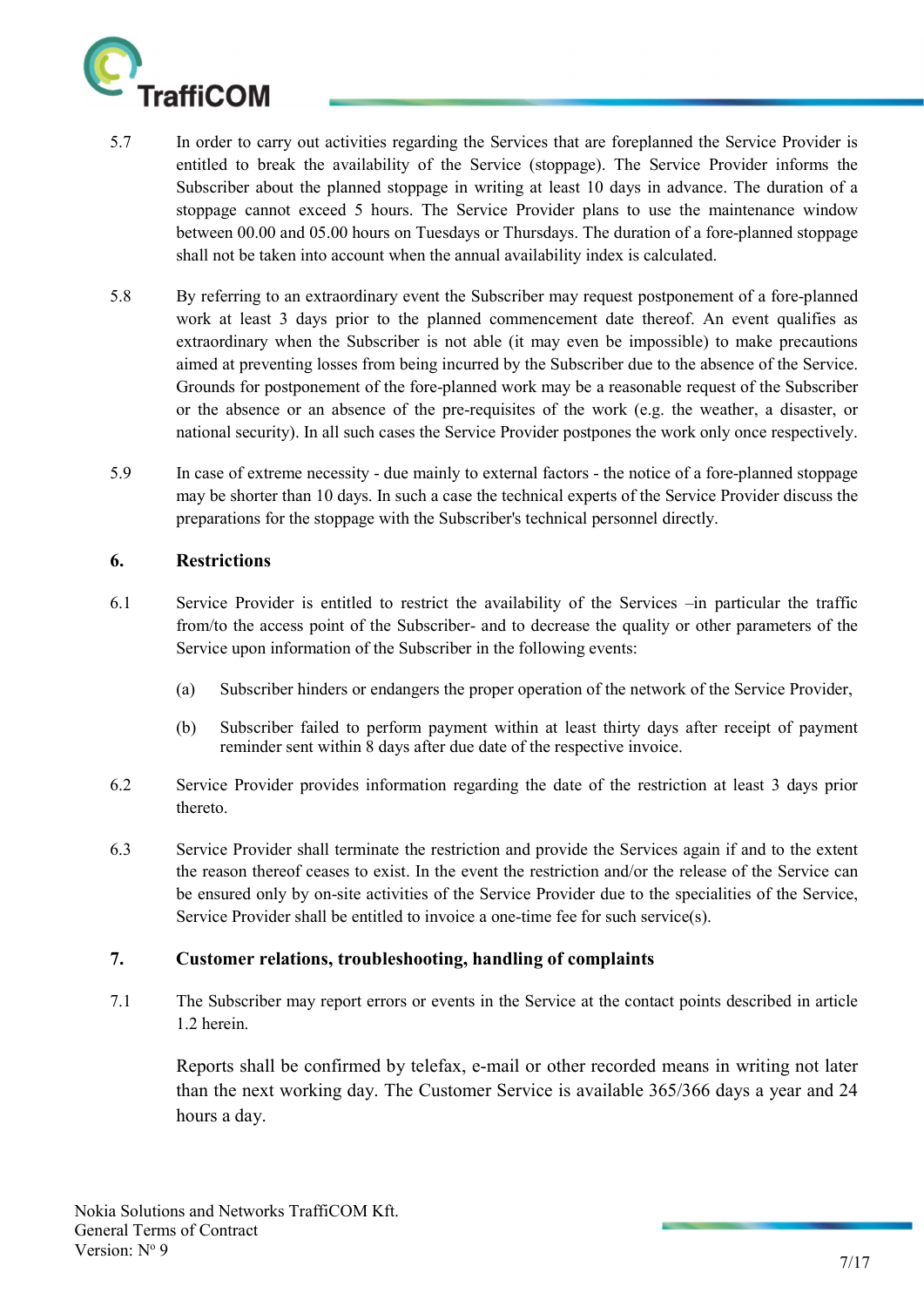5.7 In order to carry out activities regarding the Services that are foreplanned the Service Provider is entitled to break the availability of the Service (stoppage). The Service Provider informs the Subscriber about the planned stoppage in writing at least 10 days in advance. The duration of a stoppage cannot exceed 5 hours. The Service Provider plans to use the maintenance window between 00.00 and 05.00 hours on Tuesdays or Thursdays. The duration of a fore-planned stoppage shall not be taken into account when the annual availability index is calculated.

5.8 By referring to an extraordinary event the Subscriber may request postponement of a fore-planned work at least 3 days prior to the planned commencement date thereof. An event qualifies as extraordinary when the Subscriber is not able (it may even be impossible) to make precautions aimed at preventing losses from being incurred by the Subscriber due to the absence of the Service. Grounds for postponement of the fore-planned work may be a reasonable request of the Subscriber or the absence or an absence of the pre-requisites of the work (e.g. the weather, a disaster, or national security). In all such cases the Service Provider postpones the work only once respectively.

5.9 In case of extreme necessity - due mainly to external factors - the notice of a fore-planned stoppage may be shorter than 10 days. In such a case the technical experts of the Service Provider discuss the preparations for the stoppage with the Subscriber's technical personnel directly.

## 6. Restrictions

6.1 Service Provider is entitled to restrict the availability of the Services –in particular the traffic from/to the access point of the Subscriber- and to decrease the quality or other parameters of the Service upon information of the Subscriber in the following events:

(a) Subscriber hinders or endangers the proper operation of the network of the Service Provider,

(b) Subscriber failed to perform payment within at least thirty days after receipt of payment reminder sent within 8 days after due date of the respective invoice.

6.2 Service Provider provides information regarding the date of the restriction at least 3 days prior thereto.

6.3 Service Provider shall terminate the restriction and provide the Services again if and to the extent the reason thereof ceases to exist. In the event the restriction and/or the release of the Service can be ensured only by on-site activities of the Service Provider due to the specialities of the Service, Service Provider shall be entitled to invoice a one-time fee for such service(s).

## 7. Customer relations, troubleshooting, handling of complaints

7.1 The Subscriber may report errors or events in the Service at the contact points described in article 1.2 herein.

Reports shall be confirmed by telefax, e-mail or other recorded means in writing not later than the next working day. The Customer Service is available 365/366 days a year and 24 hours a day.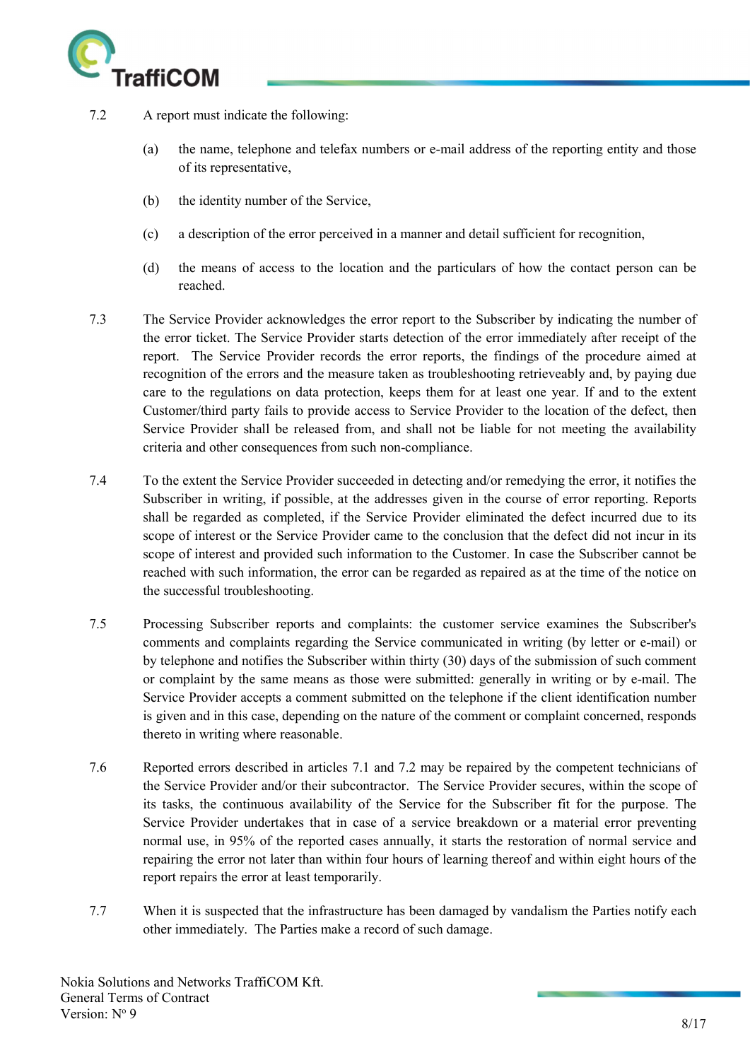7.2 A report must indicate the following:

(a) the name, telephone and telefax numbers or e-mail address of the reporting entity and those of its representative,

(b) the identity number of the Service,

(c) a description of the error perceived in a manner and detail sufficient for recognition,

(d) the means of access to the location and the particulars of how the contact person can be reached.

7.3 The Service Provider acknowledges the error report to the Subscriber by indicating the number of the error ticket. The Service Provider starts detection of the error immediately after receipt of the report. The Service Provider records the error reports, the findings of the procedure aimed at recognition of the errors and the measure taken as troubleshooting retrieveably and, by paying due care to the regulations on data protection, keeps them for at least one year. If and to the extent Customer/third party fails to provide access to Service Provider to the location of the defect, then Service Provider shall be released from, and shall not be liable for not meeting the availability criteria and other consequences from such non-compliance.

7.4 To the extent the Service Provider succeeded in detecting and/or remedying the error, it notifies the Subscriber in writing, if possible, at the addresses given in the course of error reporting. Reports shall be regarded as completed, if the Service Provider eliminated the defect incurred due to its scope of interest or the Service Provider came to the conclusion that the defect did not incur in its scope of interest and provided such information to the Customer. In case the Subscriber cannot be reached with such information, the error can be regarded as repaired as at the time of the notice on the successful troubleshooting.

7.5 Processing Subscriber reports and complaints: the customer service examines the Subscriber's comments and complaints regarding the Service communicated in writing (by letter or e-mail) or by telephone and notifies the Subscriber within thirty (30) days of the submission of such comment or complaint by the same means as those were submitted: generally in writing or by e-mail. The Service Provider accepts a comment submitted on the telephone if the client identification number is given and in this case, depending on the nature of the comment or complaint concerned, responds thereto in writing where reasonable.

7.6 Reported errors described in articles 7.1 and 7.2 may be repaired by the competent technicians of the Service Provider and/or their subcontractor. The Service Provider secures, within the scope of its tasks, the continuous availability of the Service for the Subscriber fit for the purpose. The Service Provider undertakes that in case of a service breakdown or a material error preventing normal use, in 95% of the reported cases annually, it starts the restoration of normal service and repairing the error not later than within four hours of learning thereof and within eight hours of the report repairs the error at least temporarily.

7.7 When it is suspected that the infrastructure has been damaged by vandalism the Parties notify each other immediately. The Parties make a record of such damage.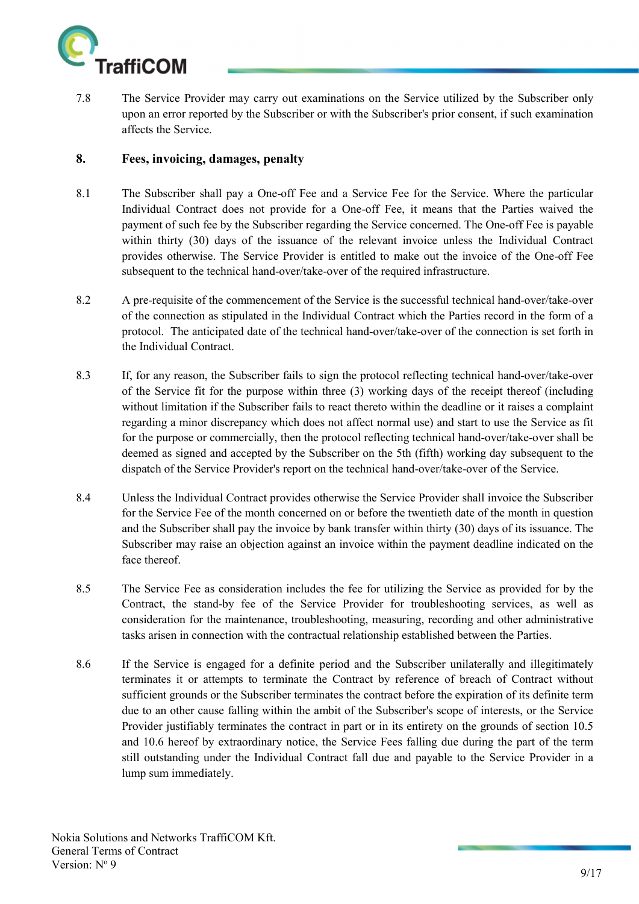7.8 The Service Provider may carry out examinations on the Service utilized by the Subscriber only upon an error reported by the Subscriber or with the Subscriber's prior consent, if such examination affects the Service.

## 8. Fees, invoicing, damages, penalty

8.1 The Subscriber shall pay a One-off Fee and a Service Fee for the Service. Where the particular Individual Contract does not provide for a One-off Fee, it means that the Parties waived the payment of such fee by the Subscriber regarding the Service concerned. The One-off Fee is payable within thirty (30) days of the issuance of the relevant invoice unless the Individual Contract provides otherwise. The Service Provider is entitled to make out the invoice of the One-off Fee subsequent to the technical hand-over/take-over of the required infrastructure.

8.2 A pre-requisite of the commencement of the Service is the successful technical hand-over/take-over of the connection as stipulated in the Individual Contract which the Parties record in the form of a protocol. The anticipated date of the technical hand-over/take-over of the connection is set forth in the Individual Contract.

8.3 If, for any reason, the Subscriber fails to sign the protocol reflecting technical hand-over/take-over of the Service fit for the purpose within three (3) working days of the receipt thereof (including without limitation if the Subscriber fails to react thereto within the deadline or it raises a complaint regarding a minor discrepancy which does not affect normal use) and start to use the Service as fit for the purpose or commercially, then the protocol reflecting technical hand-over/take-over shall be deemed as signed and accepted by the Subscriber on the 5th (fifth) working day subsequent to the dispatch of the Service Provider's report on the technical hand-over/take-over of the Service.

8.4 Unless the Individual Contract provides otherwise the Service Provider shall invoice the Subscriber for the Service Fee of the month concerned on or before the twentieth date of the month in question and the Subscriber shall pay the invoice by bank transfer within thirty (30) days of its issuance. The Subscriber may raise an objection against an invoice within the payment deadline indicated on the face thereof.

8.5 The Service Fee as consideration includes the fee for utilizing the Service as provided for by the Contract, the stand-by fee of the Service Provider for troubleshooting services, as well as consideration for the maintenance, troubleshooting, measuring, recording and other administrative tasks arisen in connection with the contractual relationship established between the Parties.

8.6 If the Service is engaged for a definite period and the Subscriber unilaterally and illegitimately terminates it or attempts to terminate the Contract by reference of breach of Contract without sufficient grounds or the Subscriber terminates the contract before the expiration of its definite term due to an other cause falling within the ambit of the Subscriber's scope of interests, or the Service Provider justifiably terminates the contract in part or in its entirety on the grounds of section 10.5 and 10.6 hereof by extraordinary notice, the Service Fees falling due during the part of the term still outstanding under the Individual Contract fall due and payable to the Service Provider in a lump sum immediately.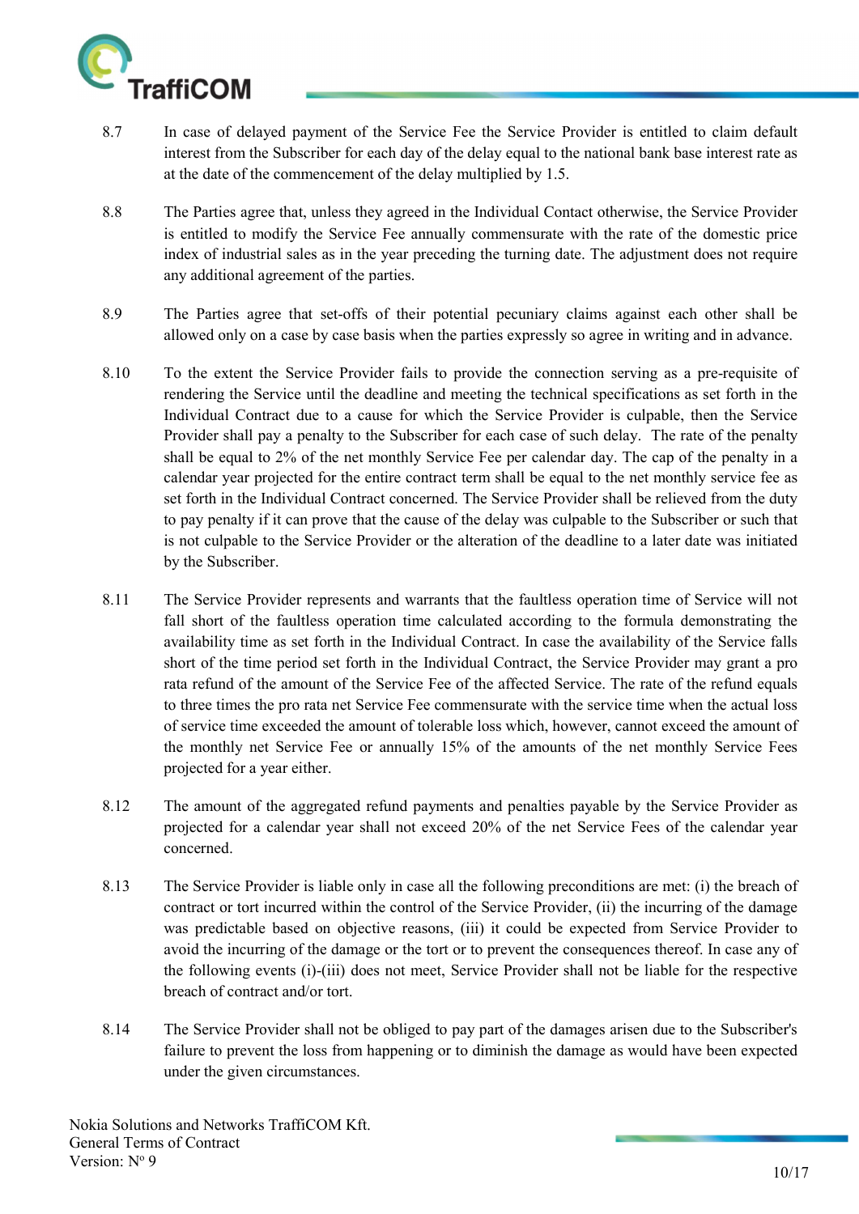8.7 In case of delayed payment of the Service Fee the Service Provider is entitled to claim default interest from the Subscriber for each day of the delay equal to the national bank base interest rate as at the date of the commencement of the delay multiplied by 1.5.

8.8 The Parties agree that, unless they agreed in the Individual Contact otherwise, the Service Provider is entitled to modify the Service Fee annually commensurate with the rate of the domestic price index of industrial sales as in the year preceding the turning date. The adjustment does not require any additional agreement of the parties.

8.9 The Parties agree that set-offs of their potential pecuniary claims against each other shall be allowed only on a case by case basis when the parties expressly so agree in writing and in advance.

8.10 To the extent the Service Provider fails to provide the connection serving as a pre-requisite of rendering the Service until the deadline and meeting the technical specifications as set forth in the Individual Contract due to a cause for which the Service Provider is culpable, then the Service Provider shall pay a penalty to the Subscriber for each case of such delay. The rate of the penalty shall be equal to 2% of the net monthly Service Fee per calendar day. The cap of the penalty in a calendar year projected for the entire contract term shall be equal to the net monthly service fee as set forth in the Individual Contract concerned. The Service Provider shall be relieved from the duty to pay penalty if it can prove that the cause of the delay was culpable to the Subscriber or such that is not culpable to the Service Provider or the alteration of the deadline to a later date was initiated by the Subscriber.

8.11 The Service Provider represents and warrants that the faultless operation time of Service will not fall short of the faultless operation time calculated according to the formula demonstrating the availability time as set forth in the Individual Contract. In case the availability of the Service falls short of the time period set forth in the Individual Contract, the Service Provider may grant a pro rata refund of the amount of the Service Fee of the affected Service. The rate of the refund equals to three times the pro rata net Service Fee commensurate with the service time when the actual loss of service time exceeded the amount of tolerable loss which, however, cannot exceed the amount of the monthly net Service Fee or annually 15% of the amounts of the net monthly Service Fees projected for a year either.

8.12 The amount of the aggregated refund payments and penalties payable by the Service Provider as projected for a calendar year shall not exceed 20% of the net Service Fees of the calendar year concerned.

8.13 The Service Provider is liable only in case all the following preconditions are met: (i) the breach of contract or tort incurred within the control of the Service Provider, (ii) the incurring of the damage was predictable based on objective reasons, (iii) it could be expected from Service Provider to avoid the incurring of the damage or the tort or to prevent the consequences thereof. In case any of the following events (i)-(iii) does not meet, Service Provider shall not be liable for the respective breach of contract and/or tort.

8.14 The Service Provider shall not be obliged to pay part of the damages arisen due to the Subscriber's failure to prevent the loss from happening or to diminish the damage as would have been expected under the given circumstances.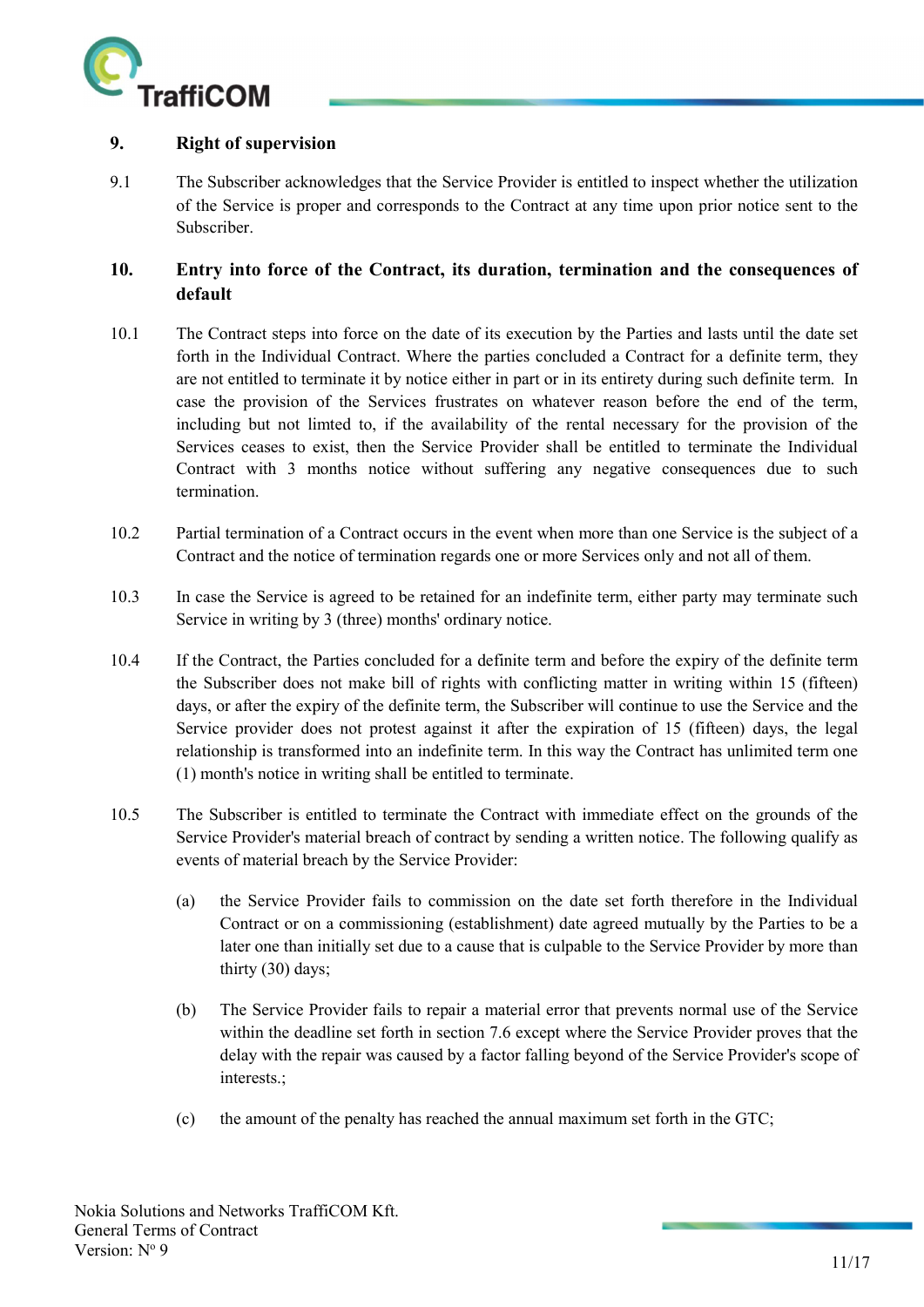## 9. Right of supervision

9.1 The Subscriber acknowledges that the Service Provider is entitled to inspect whether the utilization of the Service is proper and corresponds to the Contract at any time upon prior notice sent to the Subscriber.

## 10. Entry into force of the Contract, its duration, termination and the consequences of default

10.1 The Contract steps into force on the date of its execution by the Parties and lasts until the date set forth in the Individual Contract. Where the parties concluded a Contract for a definite term, they are not entitled to terminate it by notice either in part or in its entirety during such definite term. In case the provision of the Services frustrates on whatever reason before the end of the term, including but not limted to, if the availability of the rental necessary for the provision of the Services ceases to exist, then the Service Provider shall be entitled to terminate the Individual Contract with 3 months notice without suffering any negative consequences due to such termination.

10.2 Partial termination of a Contract occurs in the event when more than one Service is the subject of a Contract and the notice of termination regards one or more Services only and not all of them.

10.3 In case the Service is agreed to be retained for an indefinite term, either party may terminate such Service in writing by 3 (three) months' ordinary notice.

10.4 If the Contract, the Parties concluded for a definite term and before the expiry of the definite term the Subscriber does not make bill of rights with conflicting matter in writing within 15 (fifteen) days, or after the expiry of the definite term, the Subscriber will continue to use the Service and the Service provider does not protest against it after the expiration of 15 (fifteen) days, the legal relationship is transformed into an indefinite term. In this way the Contract has unlimited term one (1) month's notice in writing shall be entitled to terminate.

10.5 The Subscriber is entitled to terminate the Contract with immediate effect on the grounds of the Service Provider's material breach of contract by sending a written notice. The following qualify as events of material breach by the Service Provider:

(a) the Service Provider fails to commission on the date set forth therefore in the Individual Contract or on a commissioning (establishment) date agreed mutually by the Parties to be a later one than initially set due to a cause that is culpable to the Service Provider by more than thirty (30) days;

(b) The Service Provider fails to repair a material error that prevents normal use of the Service within the deadline set forth in section 7.6 except where the Service Provider proves that the delay with the repair was caused by a factor falling beyond of the Service Provider's scope of interests.;

(c) the amount of the penalty has reached the annual maximum set forth in the GTC;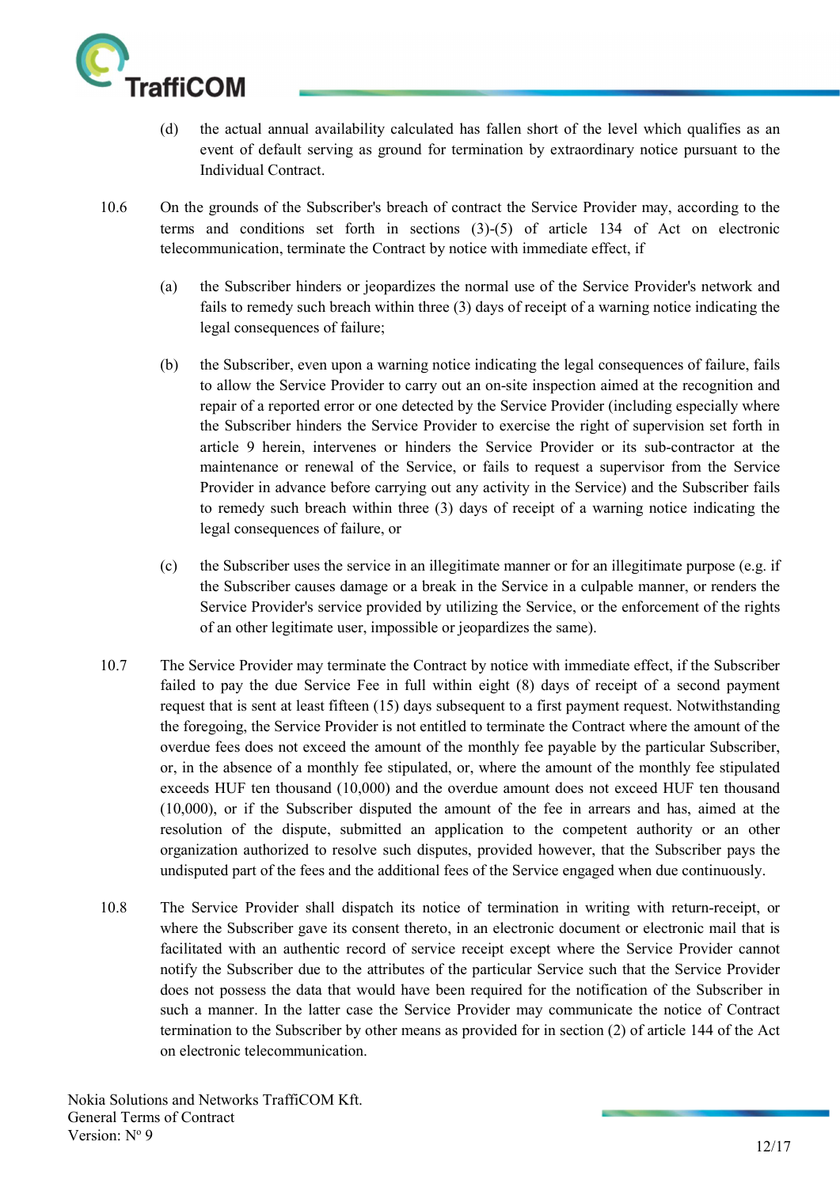(d) the actual annual availability calculated has fallen short of the level which qualifies as an event of default serving as ground for termination by extraordinary notice pursuant to the Individual Contract.

10.6 On the grounds of the Subscriber's breach of contract the Service Provider may, according to the terms and conditions set forth in sections (3)-(5) of article 134 of Act on electronic telecommunication, terminate the Contract by notice with immediate effect, if

(a) the Subscriber hinders or jeopardizes the normal use of the Service Provider's network and fails to remedy such breach within three (3) days of receipt of a warning notice indicating the legal consequences of failure;

(b) the Subscriber, even upon a warning notice indicating the legal consequences of failure, fails to allow the Service Provider to carry out an on-site inspection aimed at the recognition and repair of a reported error or one detected by the Service Provider (including especially where the Subscriber hinders the Service Provider to exercise the right of supervision set forth in article 9 herein, intervenes or hinders the Service Provider or its sub-contractor at the maintenance or renewal of the Service, or fails to request a supervisor from the Service Provider in advance before carrying out any activity in the Service) and the Subscriber fails to remedy such breach within three (3) days of receipt of a warning notice indicating the legal consequences of failure, or

(c) the Subscriber uses the service in an illegitimate manner or for an illegitimate purpose (e.g. if the Subscriber causes damage or a break in the Service in a culpable manner, or renders the Service Provider's service provided by utilizing the Service, or the enforcement of the rights of an other legitimate user, impossible or jeopardizes the same).

10.7 The Service Provider may terminate the Contract by notice with immediate effect, if the Subscriber failed to pay the due Service Fee in full within eight (8) days of receipt of a second payment request that is sent at least fifteen (15) days subsequent to a first payment request. Notwithstanding the foregoing, the Service Provider is not entitled to terminate the Contract where the amount of the overdue fees does not exceed the amount of the monthly fee payable by the particular Subscriber, or, in the absence of a monthly fee stipulated, or, where the amount of the monthly fee stipulated exceeds HUF ten thousand (10,000) and the overdue amount does not exceed HUF ten thousand (10,000), or if the Subscriber disputed the amount of the fee in arrears and has, aimed at the resolution of the dispute, submitted an application to the competent authority or an other organization authorized to resolve such disputes, provided however, that the Subscriber pays the undisputed part of the fees and the additional fees of the Service engaged when due continuously.

10.8 The Service Provider shall dispatch its notice of termination in writing with return-receipt, or where the Subscriber gave its consent thereto, in an electronic document or electronic mail that is facilitated with an authentic record of service receipt except where the Service Provider cannot notify the Subscriber due to the attributes of the particular Service such that the Service Provider does not possess the data that would have been required for the notification of the Subscriber in such a manner. In the latter case the Service Provider may communicate the notice of Contract termination to the Subscriber by other means as provided for in section (2) of article 144 of the Act on electronic telecommunication.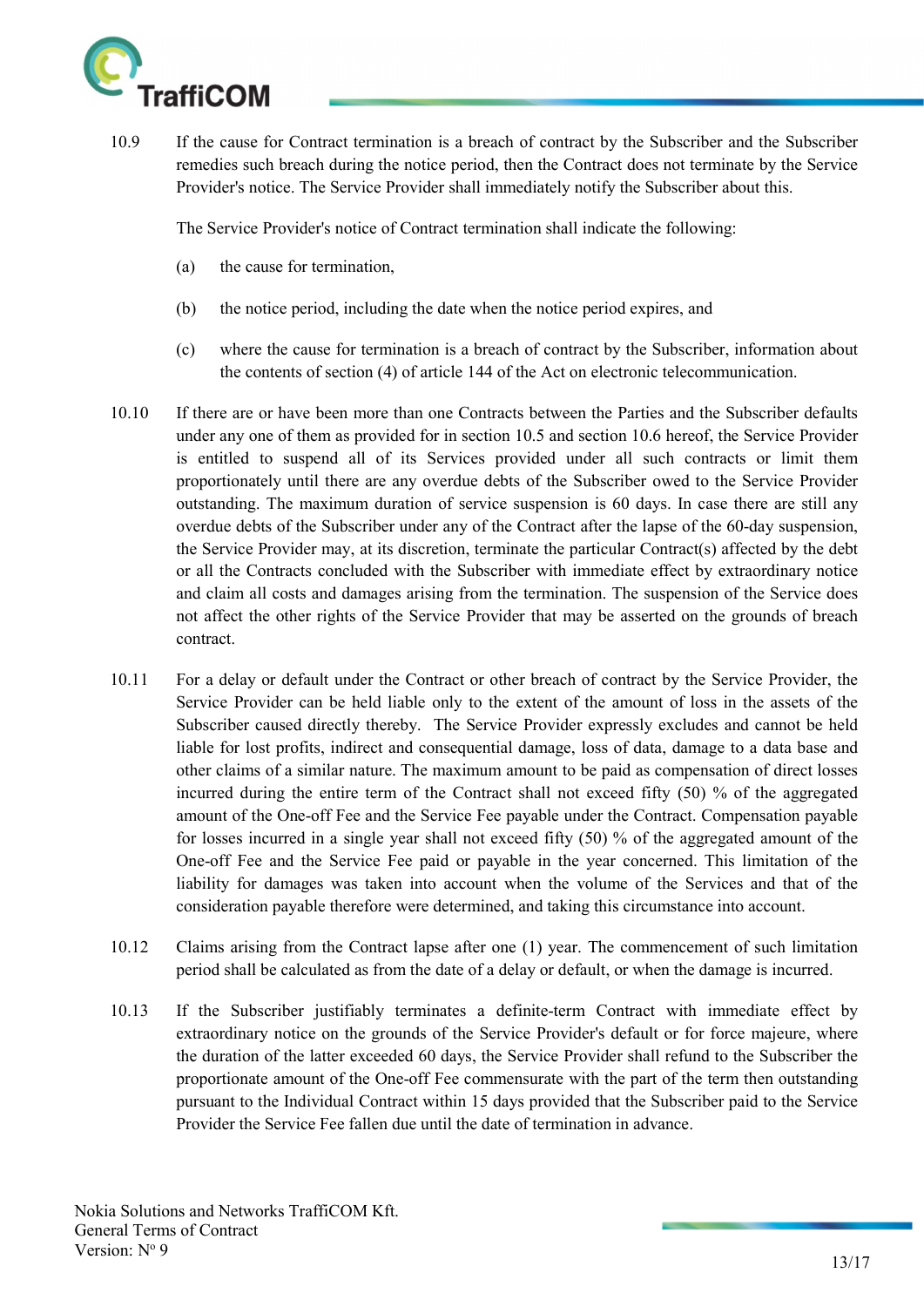10.9 If the cause for Contract termination is a breach of contract by the Subscriber and the Subscriber remedies such breach during the notice period, then the Contract does not terminate by the Service Provider's notice. The Service Provider shall immediately notify the Subscriber about this.

The Service Provider's notice of Contract termination shall indicate the following:

(a) the cause for termination,

(b) the notice period, including the date when the notice period expires, and

(c) where the cause for termination is a breach of contract by the Subscriber, information about the contents of section (4) of article 144 of the Act on electronic telecommunication.

10.10 If there are or have been more than one Contracts between the Parties and the Subscriber defaults under any one of them as provided for in section 10.5 and section 10.6 hereof, the Service Provider is entitled to suspend all of its Services provided under all such contracts or limit them proportionately until there are any overdue debts of the Subscriber owed to the Service Provider outstanding. The maximum duration of service suspension is 60 days. In case there are still any overdue debts of the Subscriber under any of the Contract after the lapse of the 60-day suspension, the Service Provider may, at its discretion, terminate the particular Contract(s) affected by the debt or all the Contracts concluded with the Subscriber with immediate effect by extraordinary notice and claim all costs and damages arising from the termination. The suspension of the Service does not affect the other rights of the Service Provider that may be asserted on the grounds of breach contract.

10.11 For a delay or default under the Contract or other breach of contract by the Service Provider, the Service Provider can be held liable only to the extent of the amount of loss in the assets of the Subscriber caused directly thereby. The Service Provider expressly excludes and cannot be held liable for lost profits, indirect and consequential damage, loss of data, damage to a data base and other claims of a similar nature. The maximum amount to be paid as compensation of direct losses incurred during the entire term of the Contract shall not exceed fifty (50) % of the aggregated amount of the One-off Fee and the Service Fee payable under the Contract. Compensation payable for losses incurred in a single year shall not exceed fifty (50) % of the aggregated amount of the One-off Fee and the Service Fee paid or payable in the year concerned. This limitation of the liability for damages was taken into account when the volume of the Services and that of the consideration payable therefore were determined, and taking this circumstance into account.

10.12 Claims arising from the Contract lapse after one (1) year. The commencement of such limitation period shall be calculated as from the date of a delay or default, or when the damage is incurred.

10.13 If the Subscriber justifiably terminates a definite-term Contract with immediate effect by extraordinary notice on the grounds of the Service Provider's default or for force majeure, where the duration of the latter exceeded 60 days, the Service Provider shall refund to the Subscriber the proportionate amount of the One-off Fee commensurate with the part of the term then outstanding pursuant to the Individual Contract within 15 days provided that the Subscriber paid to the Service Provider the Service Fee fallen due until the date of termination in advance.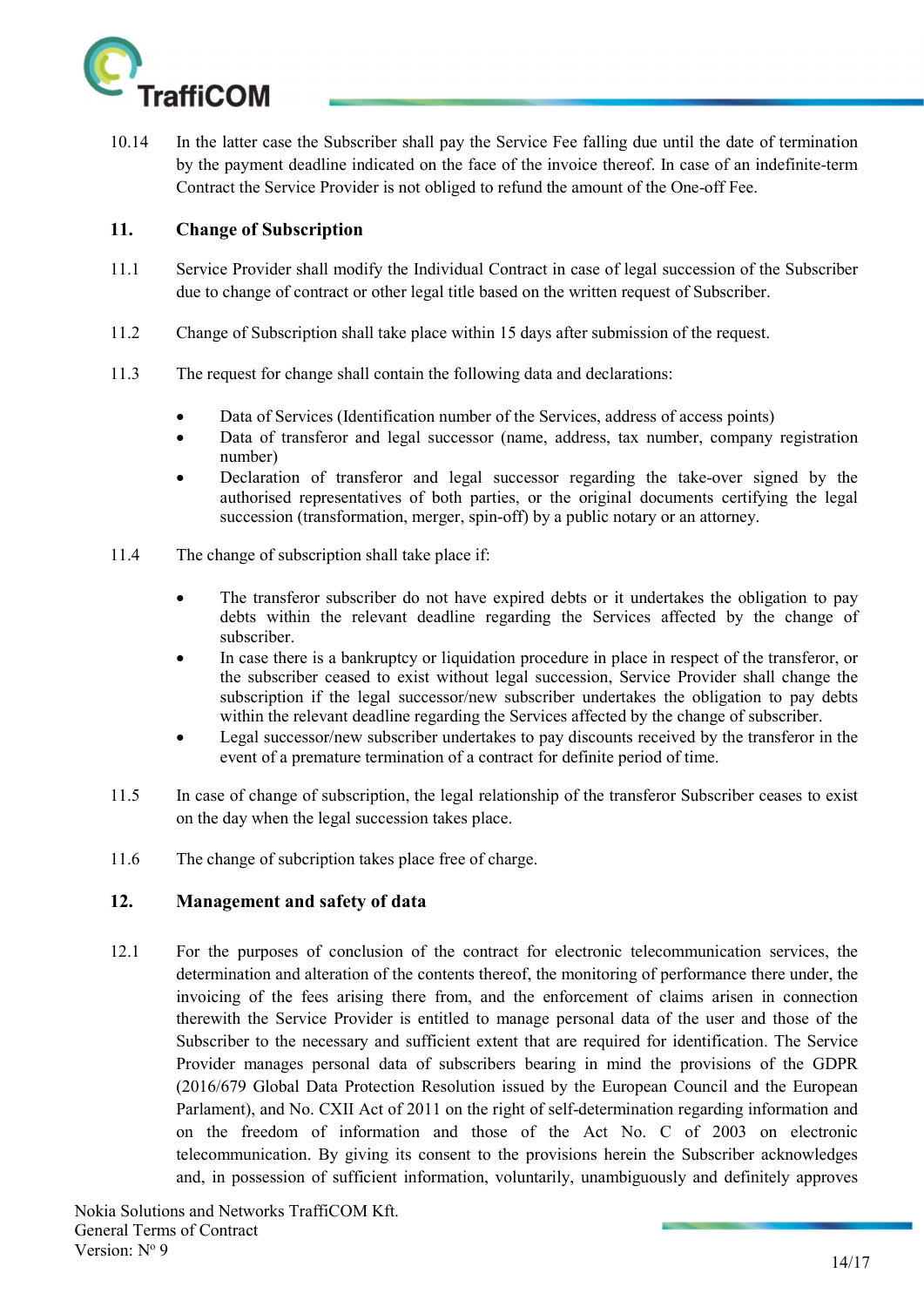10.14 In the latter case the Subscriber shall pay the Service Fee falling due until the date of termination by the payment deadline indicated on the face of the invoice thereof. In case of an indefinite-term Contract the Service Provider is not obliged to refund the amount of the One-off Fee.

## 11. Change of Subscription

11.1 Service Provider shall modify the Individual Contract in case of legal succession of the Subscriber due to change of contract or other legal title based on the written request of Subscriber.

11.2 Change of Subscription shall take place within 15 days after submission of the request.

11.3 The request for change shall contain the following data and declarations:

- Data of Services (Identification number of the Services, address of access points)
- Data of transferor and legal successor (name, address, tax number, company registration number)
- Declaration of transferor and legal successor regarding the take-over signed by the authorised representatives of both parties, or the original documents certifying the legal succession (transformation, merger, spin-off) by a public notary or an attorney.

11.4 The change of subscription shall take place if:

- The transferor subscriber do not have expired debts or it undertakes the obligation to pay debts within the relevant deadline regarding the Services affected by the change of subscriber.
- In case there is a bankruptcy or liquidation procedure in place in respect of the transferor, or the subscriber ceased to exist without legal succession, Service Provider shall change the subscription if the legal successor/new subscriber undertakes the obligation to pay debts within the relevant deadline regarding the Services affected by the change of subscriber.
- Legal successor/new subscriber undertakes to pay discounts received by the transferor in the event of a premature termination of a contract for definite period of time.

11.5 In case of change of subscription, the legal relationship of the transferor Subscriber ceases to exist on the day when the legal succession takes place.

11.6 The change of subcription takes place free of charge.

## 12. Management and safety of data

12.1 For the purposes of conclusion of the contract for electronic telecommunication services, the determination and alteration of the contents thereof, the monitoring of performance there under, the invoicing of the fees arising there from, and the enforcement of claims arisen in connection therewith the Service Provider is entitled to manage personal data of the user and those of the Subscriber to the necessary and sufficient extent that are required for identification. The Service Provider manages personal data of subscribers bearing in mind the provisions of the GDPR (2016/679 Global Data Protection Resolution issued by the European Council and the European Parlament), and No. CXII Act of 2011 on the right of self-determination regarding information and on the freedom of information and those of the Act No. C of 2003 on electronic telecommunication. By giving its consent to the provisions herein the Subscriber acknowledges and, in possession of sufficient information, voluntarily, unambiguously and definitely approves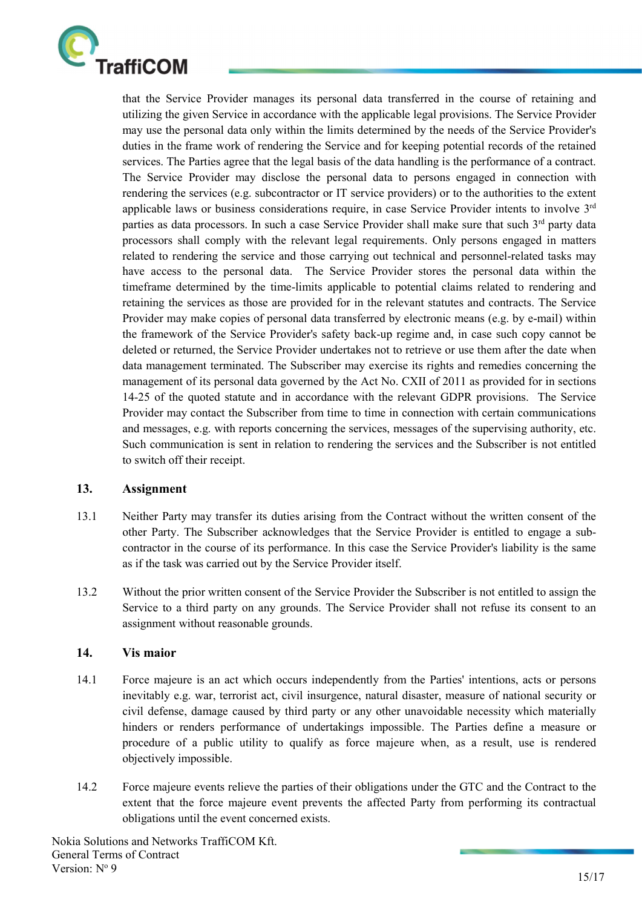that the Service Provider manages its personal data transferred in the course of retaining and utilizing the given Service in accordance with the applicable legal provisions. The Service Provider may use the personal data only within the limits determined by the needs of the Service Provider's duties in the frame work of rendering the Service and for keeping potential records of the retained services. The Parties agree that the legal basis of the data handling is the performance of a contract. The Service Provider may disclose the personal data to persons engaged in connection with rendering the services (e.g. subcontractor or IT service providers) or to the authorities to the extent applicable laws or business considerations require, in case Service Provider intents to involve 3rd parties as data processors. In such a case Service Provider shall make sure that such 3rd party data processors shall comply with the relevant legal requirements. Only persons engaged in matters related to rendering the service and those carrying out technical and personnel-related tasks may have access to the personal data. The Service Provider stores the personal data within the timeframe determined by the time-limits applicable to potential claims related to rendering and retaining the services as those are provided for in the relevant statutes and contracts. The Service Provider may make copies of personal data transferred by electronic means (e.g. by e-mail) within the framework of the Service Provider's safety back-up regime and, in case such copy cannot be deleted or returned, the Service Provider undertakes not to retrieve or use them after the date when data management terminated. The Subscriber may exercise its rights and remedies concerning the management of its personal data governed by the Act No. CXII of 2011 as provided for in sections 14-25 of the quoted statute and in accordance with the relevant GDPR provisions. The Service Provider may contact the Subscriber from time to time in connection with certain communications and messages, e.g. with reports concerning the services, messages of the supervising authority, etc. Such communication is sent in relation to rendering the services and the Subscriber is not entitled to switch off their receipt.

## 13. Assignment

13.1 Neither Party may transfer its duties arising from the Contract without the written consent of the other Party. The Subscriber acknowledges that the Service Provider is entitled to engage a sub-contractor in the course of its performance. In this case the Service Provider's liability is the same as if the task was carried out by the Service Provider itself.

13.2 Without the prior written consent of the Service Provider the Subscriber is not entitled to assign the Service to a third party on any grounds. The Service Provider shall not refuse its consent to an assignment without reasonable grounds.

## 14. Vis maior

14.1 Force majeure is an act which occurs independently from the Parties' intentions, acts or persons inevitably e.g. war, terrorist act, civil insurgence, natural disaster, measure of national security or civil defense, damage caused by third party or any other unavoidable necessity which materially hinders or renders performance of undertakings impossible. The Parties define a measure or procedure of a public utility to qualify as force majeure when, as a result, use is rendered objectively impossible.

14.2 Force majeure events relieve the parties of their obligations under the GTC and the Contract to the extent that the force majeure event prevents the affected Party from performing its contractual obligations until the event concerned exists.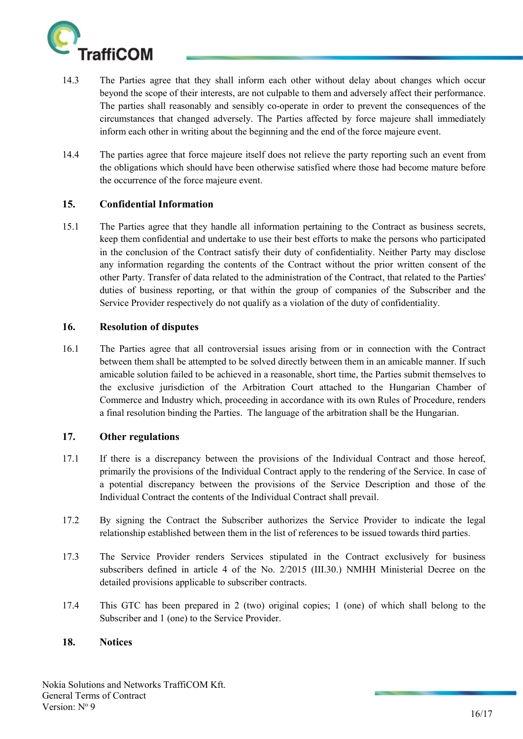14.3 The Parties agree that they shall inform each other without delay about changes which occur beyond the scope of their interests, are not culpable to them and adversely affect their performance. The parties shall reasonably and sensibly co-operate in order to prevent the consequences of the circumstances that changed adversely. The Parties affected by force majeure shall immediately inform each other in writing about the beginning and the end of the force majeure event.

14.4 The parties agree that force majeure itself does not relieve the party reporting such an event from the obligations which should have been otherwise satisfied where those had become mature before the occurrence of the force majeure event.

## 15. Confidential Information

15.1 The Parties agree that they handle all information pertaining to the Contract as business secrets, keep them confidential and undertake to use their best efforts to make the persons who participated in the conclusion of the Contract satisfy their duty of confidentiality. Neither Party may disclose any information regarding the contents of the Contract without the prior written consent of the other Party. Transfer of data related to the administration of the Contract, that related to the Parties' duties of business reporting, or that within the group of companies of the Subscriber and the Service Provider respectively do not qualify as a violation of the duty of confidentiality.

## 16. Resolution of disputes

16.1 The Parties agree that all controversial issues arising from or in connection with the Contract between them shall be attempted to be solved directly between them in an amicable manner. If such amicable solution failed to be achieved in a reasonable, short time, the Parties submit themselves to the exclusive jurisdiction of the Arbitration Court attached to the Hungarian Chamber of Commerce and Industry which, proceeding in accordance with its own Rules of Procedure, renders a final resolution binding the Parties. The language of the arbitration shall be the Hungarian.

## 17. Other regulations

17.1 If there is a discrepancy between the provisions of the Individual Contract and those hereof, primarily the provisions of the Individual Contract apply to the rendering of the Service. In case of a potential discrepancy between the provisions of the Service Description and those of the Individual Contract the contents of the Individual Contract shall prevail.

17.2 By signing the Contract the Subscriber authorizes the Service Provider to indicate the legal relationship established between them in the list of references to be issued towards third parties.

17.3 The Service Provider renders Services stipulated in the Contract exclusively for business subscribers defined in article 4 of the No. 2/2015 (III.30.) NMHH Ministerial Decree on the detailed provisions applicable to subscriber contracts.

17.4 This GTC has been prepared in 2 (two) original copies; 1 (one) of which shall belong to the Subscriber and 1 (one) to the Service Provider.

## 18. Notices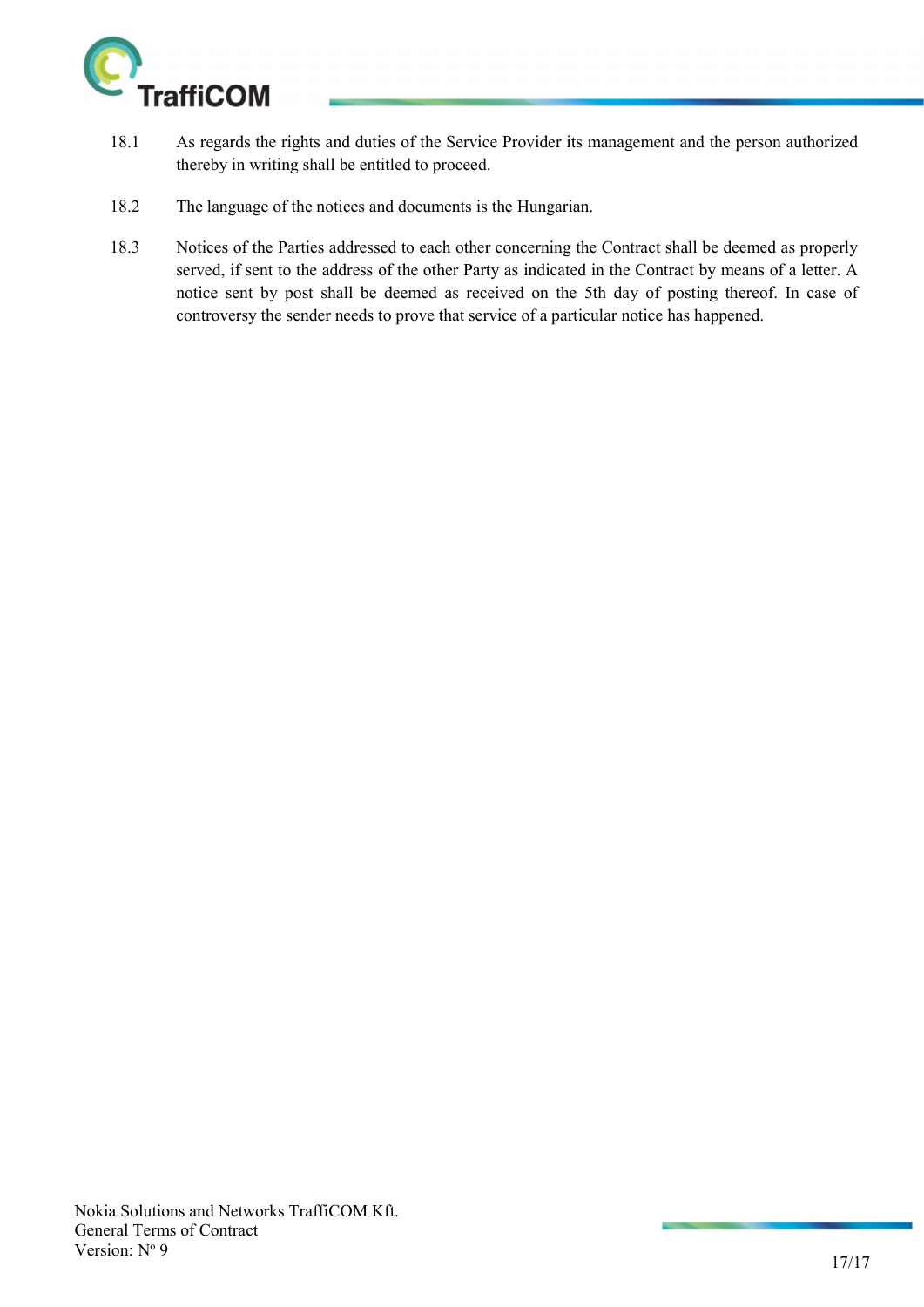18.1 As regards the rights and duties of the Service Provider its management and the person authorized thereby in writing shall be entitled to proceed.

18.2 The language of the notices and documents is the Hungarian.

18.3 Notices of the Parties addressed to each other concerning the Contract shall be deemed as properly served, if sent to the address of the other Party as indicated in the Contract by means of a letter. A notice sent by post shall be deemed as received on the 5th day of posting thereof. In case of controversy the sender needs to prove that service of a particular notice has happened.